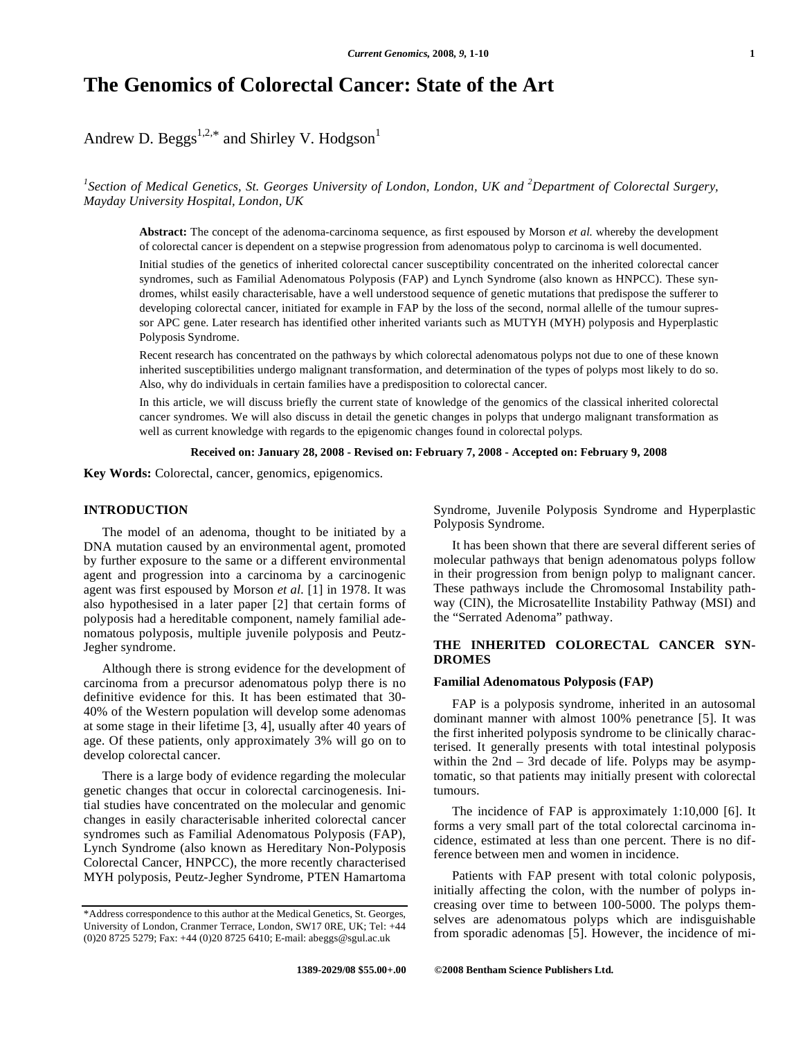# The Genomics of Colorectal Cancer: State of the Art

Andrew D. Beggs[1,2,*] and Shirley V. Hodgson[1]

*[1]Section of Medical Genetics, St. Georges University of London, London, UK and [2]Department of Colorectal Surgery, Mayday University Hospital, London, UK*

**Abstract:** The concept of the adenoma-carcinoma sequence, as first espoused by Morson *et al.* whereby the development of colorectal cancer is dependent on a stepwise progression from adenomatous polyp to carcinoma is well documented.

Initial studies of the genetics of inherited colorectal cancer susceptibility concentrated on the inherited colorectal cancer syndromes, such as Familial Adenomatous Polyposis (FAP) and Lynch Syndrome (also known as HNPCC). These syndromes, whilst easily characterisable, have a well understood sequence of genetic mutations that predispose the sufferer to developing colorectal cancer, initiated for example in FAP by the loss of the second, normal allele of the tumour supressor APC gene. Later research has identified other inherited variants such as MUTYH (MYH) polyposis and Hyperplastic Polyposis Syndrome.

Recent research has concentrated on the pathways by which colorectal adenomatous polyps not due to one of these known inherited susceptibilities undergo malignant transformation, and determination of the types of polyps most likely to do so. Also, why do individuals in certain families have a predisposition to colorectal cancer.

In this article, we will discuss briefly the current state of knowledge of the genomics of the classical inherited colorectal cancer syndromes. We will also discuss in detail the genetic changes in polyps that undergo malignant transformation as well as current knowledge with regards to the epigenomic changes found in colorectal polyps.

**Received on: January 28, 2008 - Revised on: February 7, 2008 - Accepted on: February 9, 2008**

**Key Words:** Colorectal, cancer, genomics, epigenomics.

## INTRODUCTION

The model of an adenoma, thought to be initiated by a DNA mutation caused by an environmental agent, promoted by further exposure to the same or a different environmental agent and progression into a carcinoma by a carcinogenic agent was first espoused by Morson *et al*. [1] in 1978. It was also hypothesised in a later paper [2] that certain forms of polyposis had a hereditable component, namely familial adenomatous polyposis, multiple juvenile polyposis and Peutz-Jegher syndrome.

Although there is strong evidence for the development of carcinoma from a precursor adenomatous polyp there is no definitive evidence for this. It has been estimated that 30-40% of the Western population will develop some adenomas at some stage in their lifetime [3, 4], usually after 40 years of age. Of these patients, only approximately 3% will go on to develop colorectal cancer.

There is a large body of evidence regarding the molecular genetic changes that occur in colorectal carcinogenesis. Initial studies have concentrated on the molecular and genomic changes in easily characterisable inherited colorectal cancer syndromes such as Familial Adenomatous Polyposis (FAP), Lynch Syndrome (also known as Hereditary Non-Polyposis Colorectal Cancer, HNPCC), the more recently characterised MYH polyposis, Peutz-Jegher Syndrome, PTEN Hamartoma Syndrome, Juvenile Polyposis Syndrome and Hyperplastic Polyposis Syndrome.

It has been shown that there are several different series of molecular pathways that benign adenomatous polyps follow in their progression from benign polyp to malignant cancer. These pathways include the Chromosomal Instability pathway (CIN), the Microsatellite Instability Pathway (MSI) and the "Serrated Adenoma" pathway.

## THE INHERITED COLORECTAL CANCER SYNDROMES

### Familial Adenomatous Polyposis (FAP)

FAP is a polyposis syndrome, inherited in an autosomal dominant manner with almost 100% penetrance [5]. It was the first inherited polyposis syndrome to be clinically characterised. It generally presents with total intestinal polyposis within the 2nd – 3rd decade of life. Polyps may be asymptomatic, so that patients may initially present with colorectal tumours.

The incidence of FAP is approximately 1:10,000 [6]. It forms a very small part of the total colorectal carcinoma incidence, estimated at less than one percent. There is no difference between men and women in incidence.

Patients with FAP present with total colonic polyposis, initially affecting the colon, with the number of polyps increasing over time to between 100-5000. The polyps themselves are adenomatous polyps which are indisguishable from sporadic adenomas [5]. However, the incidence of mi-

*Address correspondence to this author at the Medical Genetics, St. Georges, University of London, Cranmer Terrace, London, SW17 0RE, UK; Tel: +44 (0)20 8725 5279; Fax: +44 (0)20 8725 6410; E-mail: abeggs@sgul.ac.uk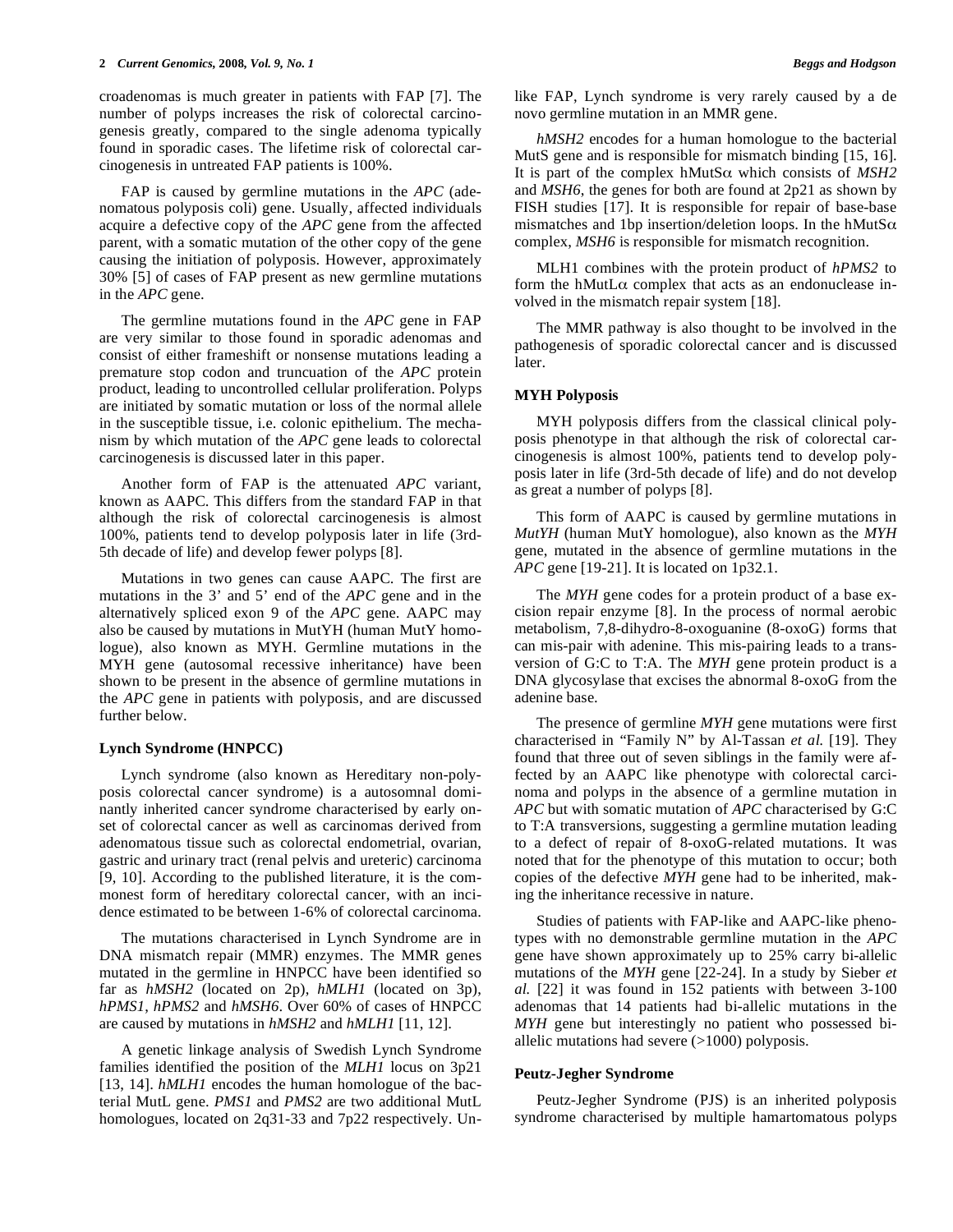croadenomas is much greater in patients with FAP [7]. The number of polyps increases the risk of colorectal carcinogenesis greatly, compared to the single adenoma typically found in sporadic cases. The lifetime risk of colorectal carcinogenesis in untreated FAP patients is 100%.

FAP is caused by germline mutations in the *APC* (adenomatous polyposis coli) gene. Usually, affected individuals acquire a defective copy of the *APC* gene from the affected parent, with a somatic mutation of the other copy of the gene causing the initiation of polyposis. However, approximately 30% [5] of cases of FAP present as new germline mutations in the *APC* gene.

The germline mutations found in the *APC* gene in FAP are very similar to those found in sporadic adenomas and consist of either frameshift or nonsense mutations leading a premature stop codon and truncation of the *APC* protein product, leading to uncontrolled cellular proliferation. Polyps are initiated by somatic mutation or loss of the normal allele in the susceptible tissue, i.e. colonic epithelium. The mechanism by which mutation of the *APC* gene leads to colorectal carcinogenesis is discussed later in this paper.

Another form of FAP is the attenuated *APC* variant, known as AAPC. This differs from the standard FAP in that although the risk of colorectal carcinogenesis is almost 100%, patients tend to develop polyposis later in life (3rd-5th decade of life) and develop fewer polyps [8].

Mutations in two genes can cause AAPC. The first are mutations in the 3' and 5' end of the *APC* gene and in the alternatively spliced exon 9 of the *APC* gene. AAPC may also be caused by mutations in MutYH (human MutY homologue), also known as MYH. Germline mutations in the MYH gene (autosomal recessive inheritance) have been shown to be present in the absence of germline mutations in the *APC* gene in patients with polyposis, and are discussed further below.

### Lynch Syndrome (HNPCC)

Lynch syndrome (also known as Hereditary non-polyposis colorectal cancer syndrome) is a autosomnal dominantly inherited cancer syndrome characterised by early onset of colorectal cancer as well as carcinomas derived from adenomatous tissue such as colorectal endometrial, ovarian, gastric and urinary tract (renal pelvis and ureteric) carcinoma [9, 10]. According to the published literature, it is the commonest form of hereditary colorectal cancer, with an incidence estimated to be between 1-6% of colorectal carcinoma.

The mutations characterised in Lynch Syndrome are in DNA mismatch repair (MMR) enzymes. The MMR genes mutated in the germline in HNPCC have been identified so far as *hMSH2* (located on 2p), *hMLH1* (located on 3p), *hPMS1*, *hPMS2* and *hMSH6*. Over 60% of cases of HNPCC are caused by mutations in *hMSH2* and *hMLH1* [11, 12].

A genetic linkage analysis of Swedish Lynch Syndrome families identified the position of the *MLH1* locus on 3p21 [13, 14]. *hMLH1* encodes the human homologue of the bacterial MutL gene. *PMS1* and *PMS2* are two additional MutL homologues, located on 2q31-33 and 7p22 respectively. Unlike FAP, Lynch syndrome is very rarely caused by a de novo germline mutation in an MMR gene.

*hMSH2* encodes for a human homologue to the bacterial MutS gene and is responsible for mismatch binding [15, 16]. It is part of the complex hMutS$\alpha$ which consists of *MSH2* and *MSH6*, the genes for both are found at 2p21 as shown by FISH studies [17]. It is responsible for repair of base-base mismatches and 1bp insertion/deletion loops. In the hMutS$\alpha$ complex, *MSH6* is responsible for mismatch recognition.

MLH1 combines with the protein product of *hPMS2* to form the hMutL$\alpha$ complex that acts as an endonuclease involved in the mismatch repair system [18].

The MMR pathway is also thought to be involved in the pathogenesis of sporadic colorectal cancer and is discussed later.

### MYH Polyposis

MYH polyposis differs from the classical clinical polyposis phenotype in that although the risk of colorectal carcinogenesis is almost 100%, patients tend to develop polyposis later in life (3rd-5th decade of life) and do not develop as great a number of polyps [8].

This form of AAPC is caused by germline mutations in *MutYH* (human MutY homologue), also known as the *MYH* gene, mutated in the absence of germline mutations in the *APC* gene [19-21]. It is located on 1p32.1.

The *MYH* gene codes for a protein product of a base excision repair enzyme [8]. In the process of normal aerobic metabolism, 7,8-dihydro-8-oxoguanine (8-oxoG) forms that can mis-pair with adenine. This mis-pairing leads to a transversion of G:C to T:A. The *MYH* gene protein product is a DNA glycosylase that excises the abnormal 8-oxoG from the adenine base.

The presence of germline *MYH* gene mutations were first characterised in "Family N" by Al-Tassan *et al.* [19]. They found that three out of seven siblings in the family were affected by an AAPC like phenotype with colorectal carcinoma and polyps in the absence of a germline mutation in *APC* but with somatic mutation of *APC* characterised by G:C to T:A transversions, suggesting a germline mutation leading to a defect of repair of 8-oxoG-related mutations. It was noted that for the phenotype of this mutation to occur; both copies of the defective *MYH* gene had to be inherited, making the inheritance recessive in nature.

Studies of patients with FAP-like and AAPC-like phenotypes with no demonstrable germline mutation in the *APC* gene have shown approximately up to 25% carry bi-allelic mutations of the *MYH* gene [22-24]. In a study by Sieber *et al.* [22] it was found in 152 patients with between 3-100 adenomas that 14 patients had bi-allelic mutations in the *MYH* gene but interestingly no patient who possessed bi-allelic mutations had severe (>1000) polyposis.

### Peutz-Jegher Syndrome

Peutz-Jegher Syndrome (PJS) is an inherited polyposis syndrome characterised by multiple hamartomatous polyps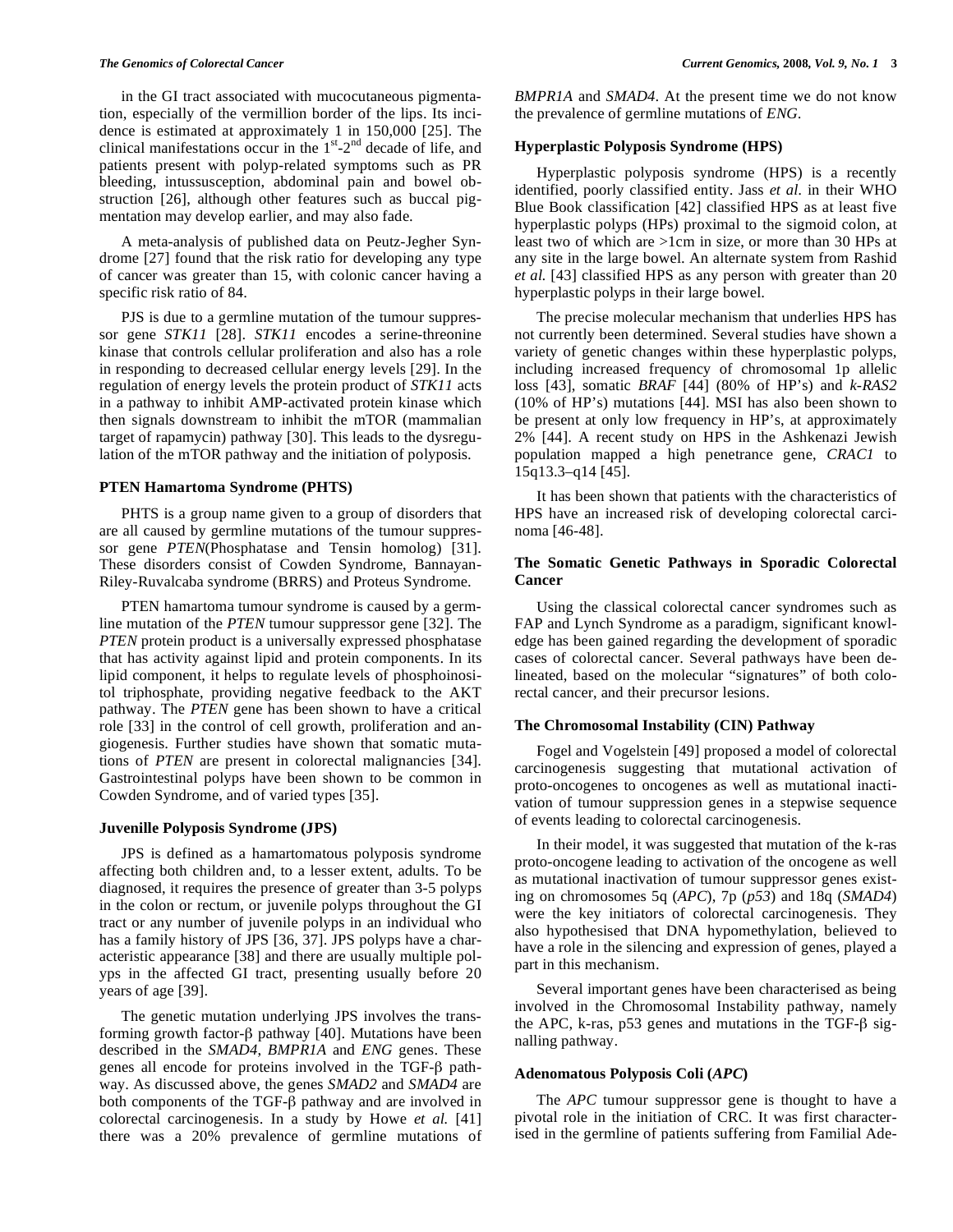in the GI tract associated with mucocutaneous pigmentation, especially of the vermillion border of the lips. Its incidence is estimated at approximately 1 in 150,000 [25]. The clinical manifestations occur in the 1st-2nd decade of life, and patients present with polyp-related symptoms such as PR bleeding, intussusception, abdominal pain and bowel obstruction [26], although other features such as buccal pigmentation may develop earlier, and may also fade.

A meta-analysis of published data on Peutz-Jegher Syndrome [27] found that the risk ratio for developing any type of cancer was greater than 15, with colonic cancer having a specific risk ratio of 84.

PJS is due to a germline mutation of the tumour suppressor gene *STK11* [28]. *STK11* encodes a serine-threonine kinase that controls cellular proliferation and also has a role in responding to decreased cellular energy levels [29]. In the regulation of energy levels the protein product of *STK11* acts in a pathway to inhibit AMP-activated protein kinase which then signals downstream to inhibit the mTOR (mammalian target of rapamycin) pathway [30]. This leads to the dysregulation of the mTOR pathway and the initiation of polyposis.

### PTEN Hamartoma Syndrome (PHTS)

PHTS is a group name given to a group of disorders that are all caused by germline mutations of the tumour suppressor gene *PTEN*(Phosphatase and Tensin homolog) [31]. These disorders consist of Cowden Syndrome, Bannayan-Riley-Ruvalcaba syndrome (BRRS) and Proteus Syndrome.

PTEN hamartoma tumour syndrome is caused by a germline mutation of the *PTEN* tumour suppressor gene [32]. The *PTEN* protein product is a universally expressed phosphatase that has activity against lipid and protein components. In its lipid component, it helps to regulate levels of phosphoinositol triphosphate, providing negative feedback to the AKT pathway. The *PTEN* gene has been shown to have a critical role [33] in the control of cell growth, proliferation and angiogenesis. Further studies have shown that somatic mutations of *PTEN* are present in colorectal malignancies [34]. Gastrointestinal polyps have been shown to be common in Cowden Syndrome, and of varied types [35].

### Juvenille Polyposis Syndrome (JPS)

JPS is defined as a hamartomatous polyposis syndrome affecting both children and, to a lesser extent, adults. To be diagnosed, it requires the presence of greater than 3-5 polyps in the colon or rectum, or juvenile polyps throughout the GI tract or any number of juvenile polyps in an individual who has a family history of JPS [36, 37]. JPS polyps have a characteristic appearance [38] and there are usually multiple polyps in the affected GI tract, presenting usually before 20 years of age [39].

The genetic mutation underlying JPS involves the transforming growth factor-β pathway [40]. Mutations have been described in the *SMAD4*, *BMPR1A* and *ENG* genes. These genes all encode for proteins involved in the TGF-β pathway. As discussed above, the genes *SMAD2* and *SMAD4* are both components of the TGF-β pathway and are involved in colorectal carcinogenesis. In a study by Howe *et al.* [41] there was a 20% prevalence of germline mutations of *BMPR1A* and *SMAD4*. At the present time we do not know the prevalence of germline mutations of *ENG*.

### Hyperplastic Polyposis Syndrome (HPS)

Hyperplastic polyposis syndrome (HPS) is a recently identified, poorly classified entity. Jass *et al.* in their WHO Blue Book classification [42] classified HPS as at least five hyperplastic polyps (HPs) proximal to the sigmoid colon, at least two of which are >1cm in size, or more than 30 HPs at any site in the large bowel. An alternate system from Rashid *et al.* [43] classified HPS as any person with greater than 20 hyperplastic polyps in their large bowel.

The precise molecular mechanism that underlies HPS has not currently been determined. Several studies have shown a variety of genetic changes within these hyperplastic polyps, including increased frequency of chromosomal 1p allelic loss [43], somatic *BRAF* [44] (80% of HP's) and *k-RAS2* (10% of HP's) mutations [44]. MSI has also been shown to be present at only low frequency in HP's, at approximately 2% [44]. A recent study on HPS in the Ashkenazi Jewish population mapped a high penetrance gene, *CRAC1* to 15q13.3–q14 [45].

It has been shown that patients with the characteristics of HPS have an increased risk of developing colorectal carcinoma [46-48].

## The Somatic Genetic Pathways in Sporadic Colorectal Cancer

Using the classical colorectal cancer syndromes such as FAP and Lynch Syndrome as a paradigm, significant knowledge has been gained regarding the development of sporadic cases of colorectal cancer. Several pathways have been delineated, based on the molecular "signatures" of both colorectal cancer, and their precursor lesions.

### The Chromosomal Instability (CIN) Pathway

Fogel and Vogelstein [49] proposed a model of colorectal carcinogenesis suggesting that mutational activation of proto-oncogenes to oncogenes as well as mutational inactivation of tumour suppression genes in a stepwise sequence of events leading to colorectal carcinogenesis.

In their model, it was suggested that mutation of the k-ras proto-oncogene leading to activation of the oncogene as well as mutational inactivation of tumour suppressor genes existing on chromosomes 5q (*APC*), 7p (*p53*) and 18q (*SMAD4*) were the key initiators of colorectal carcinogenesis. They also hypothesised that DNA hypomethylation, believed to have a role in the silencing and expression of genes, played a part in this mechanism.

Several important genes have been characterised as being involved in the Chromosomal Instability pathway, namely the APC, k-ras, p53 genes and mutations in the TGF-β signalling pathway.

### Adenomatous Polyposis Coli (*APC*)

The *APC* tumour suppressor gene is thought to have a pivotal role in the initiation of CRC. It was first characterised in the germline of patients suffering from Familial Ade-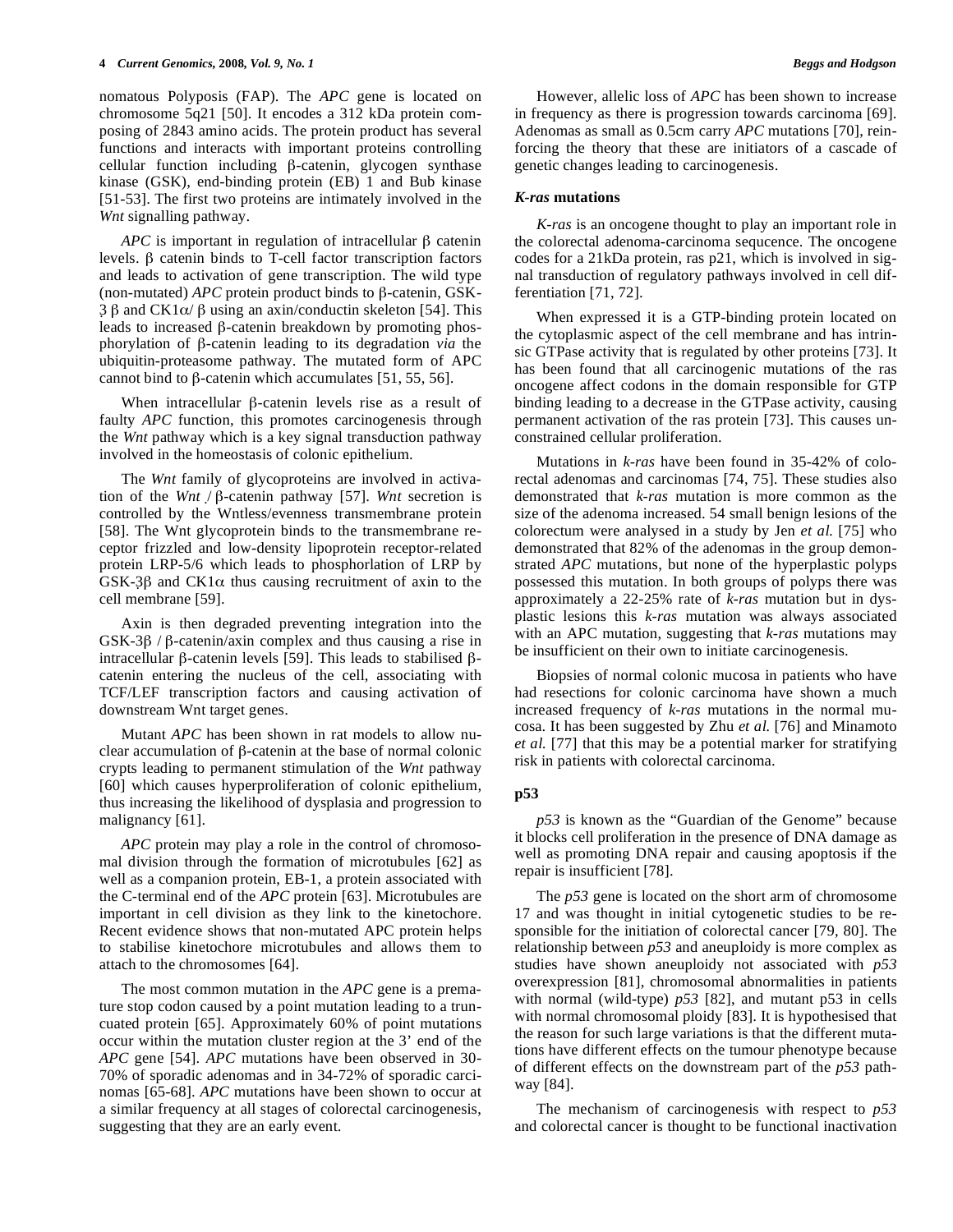nomatous Polyposis (FAP). The *APC* gene is located on chromosome 5q21 [50]. It encodes a 312 kDa protein composing of 2843 amino acids. The protein product has several functions and interacts with important proteins controlling cellular function including β-catenin, glycogen synthase kinase (GSK), end-binding protein (EB) 1 and Bub kinase [51-53]. The first two proteins are intimately involved in the *Wnt* signalling pathway.

*APC* is important in regulation of intracellular β catenin levels. β catenin binds to T-cell factor transcription factors and leads to activation of gene transcription. The wild type (non-mutated) *APC* protein product binds to β-catenin, GSK-3 β and CK1α/ β using an axin/conductin skeleton [54]. This leads to increased β-catenin breakdown by promoting phosphorylation of β-catenin leading to its degradation *via* the ubiquitin-proteasome pathway. The mutated form of APC cannot bind to β-catenin which accumulates [51, 55, 56].

When intracellular β-catenin levels rise as a result of faulty *APC* function, this promotes carcinogenesis through the *Wnt* pathway which is a key signal transduction pathway involved in the homeostasis of colonic epithelium.

The *Wnt* family of glycoproteins are involved in activation of the *Wnt* / β-catenin pathway [57]. *Wnt* secretion is controlled by the Wntless/evenness transmembrane protein [58]. The Wnt glycoprotein binds to the transmembrane receptor frizzled and low-density lipoprotein receptor-related protein LRP-5/6 which leads to phosphorlation of LRP by GSK-3β and CK1α thus causing recruitment of axin to the cell membrane [59].

Axin is then degraded preventing integration into the GSK-3β / β-catenin/axin complex and thus causing a rise in intracellular β-catenin levels [59]. This leads to stabilised β-catenin entering the nucleus of the cell, associating with TCF/LEF transcription factors and causing activation of downstream Wnt target genes.

Mutant *APC* has been shown in rat models to allow nuclear accumulation of β-catenin at the base of normal colonic crypts leading to permanent stimulation of the *Wnt* pathway [60] which causes hyperproliferation of colonic epithelium, thus increasing the likelihood of dysplasia and progression to malignancy [61].

*APC* protein may play a role in the control of chromosomal division through the formation of microtubules [62] as well as a companion protein, EB-1, a protein associated with the C-terminal end of the *APC* protein [63]. Microtubules are important in cell division as they link to the kinetochore. Recent evidence shows that non-mutated APC protein helps to stabilise kinetochore microtubules and allows them to attach to the chromosomes [64].

The most common mutation in the *APC* gene is a premature stop codon caused by a point mutation leading to a truncuated protein [65]. Approximately 60% of point mutations occur within the mutation cluster region at the 3' end of the *APC* gene [54]. *APC* mutations have been observed in 30-70% of sporadic adenomas and in 34-72% of sporadic carcinomas [65-68]. *APC* mutations have been shown to occur at a similar frequency at all stages of colorectal carcinogenesis, suggesting that they are an early event.

However, allelic loss of *APC* has been shown to increase in frequency as there is progression towards carcinoma [69]. Adenomas as small as 0.5cm carry *APC* mutations [70], reinforcing the theory that these are initiators of a cascade of genetic changes leading to carcinogenesis.

### *K-ras* mutations

*K-ras* is an oncogene thought to play an important role in the colorectal adenoma-carcinoma sequcence. The oncogene codes for a 21kDa protein, ras p21, which is involved in signal transduction of regulatory pathways involved in cell differentiation [71, 72].

When expressed it is a GTP-binding protein located on the cytoplasmic aspect of the cell membrane and has intrinsic GTPase activity that is regulated by other proteins [73]. It has been found that all carcinogenic mutations of the ras oncogene affect codons in the domain responsible for GTP binding leading to a decrease in the GTPase activity, causing permanent activation of the ras protein [73]. This causes unconstrained cellular proliferation.

Mutations in *k-ras* have been found in 35-42% of colorectal adenomas and carcinomas [74, 75]. These studies also demonstrated that *k-ras* mutation is more common as the size of the adenoma increased. 54 small benign lesions of the colorectum were analysed in a study by Jen *et al.* [75] who demonstrated that 82% of the adenomas in the group demonstrated *APC* mutations, but none of the hyperplastic polyps possessed this mutation. In both groups of polyps there was approximately a 22-25% rate of *k-ras* mutation but in dysplastic lesions this *k-ras* mutation was always associated with an APC mutation, suggesting that *k-ras* mutations may be insufficient on their own to initiate carcinogenesis.

Biopsies of normal colonic mucosa in patients who have had resections for colonic carcinoma have shown a much increased frequency of *k-ras* mutations in the normal mucosa. It has been suggested by Zhu *et al.* [76] and Minamoto *et al.* [77] that this may be a potential marker for stratifying risk in patients with colorectal carcinoma.

### p53

*p53* is known as the "Guardian of the Genome" because it blocks cell proliferation in the presence of DNA damage as well as promoting DNA repair and causing apoptosis if the repair is insufficient [78].

The *p53* gene is located on the short arm of chromosome 17 and was thought in initial cytogenetic studies to be responsible for the initiation of colorectal cancer [79, 80]. The relationship between *p53* and aneuploidy is more complex as studies have shown aneuploidy not associated with *p53* overexpression [81], chromosomal abnormalities in patients with normal (wild-type) *p53* [82], and mutant p53 in cells with normal chromosomal ploidy [83]. It is hypothesised that the reason for such large variations is that the different mutations have different effects on the tumour phenotype because of different effects on the downstream part of the *p53* pathway [84].

The mechanism of carcinogenesis with respect to *p53* and colorectal cancer is thought to be functional inactivation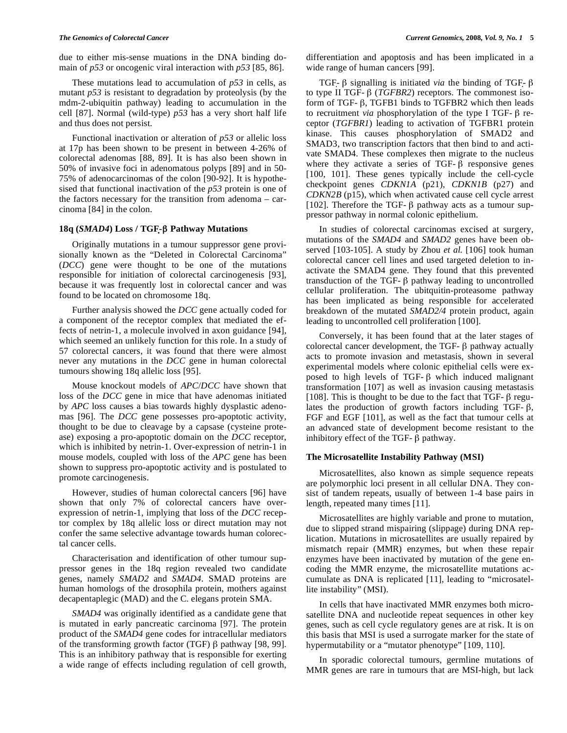due to either mis-sense muations in the DNA binding domain of *p53* or oncogenic viral interaction with *p53* [85, 86].

These mutations lead to accumulation of *p53* in cells, as mutant *p53* is resistant to degradation by proteolysis (by the mdm-2-ubiquitin pathway) leading to accumulation in the cell [87]. Normal (wild-type) *p53* has a very short half life and thus does not persist.

Functional inactivation or alteration of *p53* or allelic loss at 17p has been shown to be present in between 4-26% of colorectal adenomas [88, 89]. It is has also been shown in 50% of invasive foci in adenomatous polyps [89] and in 50-75% of adenocarcinomas of the colon [90-92]. It is hypothesised that functional inactivation of the *p53* protein is one of the factors necessary for the transition from adenoma – carcinoma [84] in the colon.

## 18q (*SMAD4*) Loss / TGF-β Pathway Mutations

Originally mutations in a tumour suppressor gene provisionally known as the "Deleted in Colorectal Carcinoma" (*DCC*) gene were thought to be one of the mutations responsible for initiation of colorectal carcinogenesis [93], because it was frequently lost in colorectal cancer and was found to be located on chromosome 18q.

Further analysis showed the *DCC* gene actually coded for a component of the receptor complex that mediated the effects of netrin-1, a molecule involved in axon guidance [94], which seemed an unlikely function for this role. In a study of 57 colorectal cancers, it was found that there were almost never any mutations in the *DCC* gene in human colorectal tumours showing 18q allelic loss [95].

Mouse knockout models of *APC*/*DCC* have shown that loss of the *DCC* gene in mice that have adenomas initiated by *APC* loss causes a bias towards highly dysplastic adenomas [96]. The *DCC* gene possesses pro-apoptotic activity, thought to be due to cleavage by a capsase (cysteine protease) exposing a pro-apoptotic domain on the *DCC* receptor, which is inhibited by netrin-1. Over-expression of netrin-1 in mouse models, coupled with loss of the *APC* gene has been shown to suppress pro-apoptotic activity and is postulated to promote carcinogenesis.

However, studies of human colorectal cancers [96] have shown that only 7% of colorectal cancers have over-expression of netrin-1, implying that loss of the *DCC* receptor complex by 18q allelic loss or direct mutation may not confer the same selective advantage towards human colorectal cancer cells.

Characterisation and identification of other tumour suppressor genes in the 18q region revealed two candidate genes, namely *SMAD2* and *SMAD4*. SMAD proteins are human homologs of the drosophila protein, mothers against decapentaplegic (MAD) and the C. elegans protein SMA.

*SMAD4* was originally identified as a candidate gene that is mutated in early pancreatic carcinoma [97]. The protein product of the *SMAD4* gene codes for intracellular mediators of the transforming growth factor (TGF) β pathway [98, 99]. This is an inhibitory pathway that is responsible for exerting a wide range of effects including regulation of cell growth, differentiation and apoptosis and has been implicated in a wide range of human cancers [99].

TGF- β signalling is initiated *via* the binding of TGF- β to type II TGF- β (*TGFBR2*) receptors. The commonest isoform of TGF- β, TGFB1 binds to TGFBR2 which then leads to recruitment *via* phosphorylation of the type I TGF- β receptor (*TGFBR1*) leading to activation of TGFBR1 protein kinase. This causes phosphorylation of SMAD2 and SMAD3, two transcription factors that then bind to and activate SMAD4. These complexes then migrate to the nucleus where they activate a series of TGF- β responsive genes [100, 101]. These genes typically include the cell-cycle checkpoint genes *CDKN1A* (p21), *CDKN1B* (p27) and *CDKN2B* (p15), which when activated cause cell cycle arrest [102]. Therefore the TGF- β pathway acts as a tumour suppressor pathway in normal colonic epithelium.

In studies of colorectal carcinomas excised at surgery, mutations of the *SMAD4* and *SMAD2* genes have been observed [103-105]. A study by Zhou *et al.* [106] took human colorectal cancer cell lines and used targeted deletion to inactivate the SMAD4 gene. They found that this prevented transduction of the TGF- β pathway leading to uncontrolled cellular proliferation. The ubitquitin-proteasome pathway has been implicated as being responsible for accelerated breakdown of the mutated *SMAD2/4* protein product, again leading to uncontrolled cell proliferation [100].

Conversely, it has been found that at the later stages of colorectal cancer development, the TGF- β pathway actually acts to promote invasion and metastasis, shown in several experimental models where colonic epithelial cells were exposed to high levels of TGF- β which induced malignant transformation [107] as well as invasion causing metastasis [108]. This is thought to be due to the fact that TGF- β regulates the production of growth factors including TGF- β, FGF and EGF [101], as well as the fact that tumour cells at an advanced state of development become resistant to the inhibitory effect of the TGF- β pathway.

## The Microsatellite Instability Pathway (MSI)

Microsatellites, also known as simple sequence repeats are polymorphic loci present in all cellular DNA. They consist of tandem repeats, usually of between 1-4 base pairs in length, repeated many times [11].

Microsatellites are highly variable and prone to mutation, due to slipped strand mispairing (slippage) during DNA replication. Mutations in microsatellites are usually repaired by mismatch repair (MMR) enzymes, but when these repair enzymes have been inactivated by mutation of the gene encoding the MMR enzyme, the microsatellite mutations accumulate as DNA is replicated [11], leading to "microsatellite instability" (MSI).

In cells that have inactivated MMR enzymes both microsatellite DNA and nucleotide repeat sequences in other key genes, such as cell cycle regulatory genes are at risk. It is on this basis that MSI is used a surrogate marker for the state of hypermutability or a "mutator phenotype" [109, 110].

In sporadic colorectal tumours, germline mutations of MMR genes are rare in tumours that are MSI-high, but lack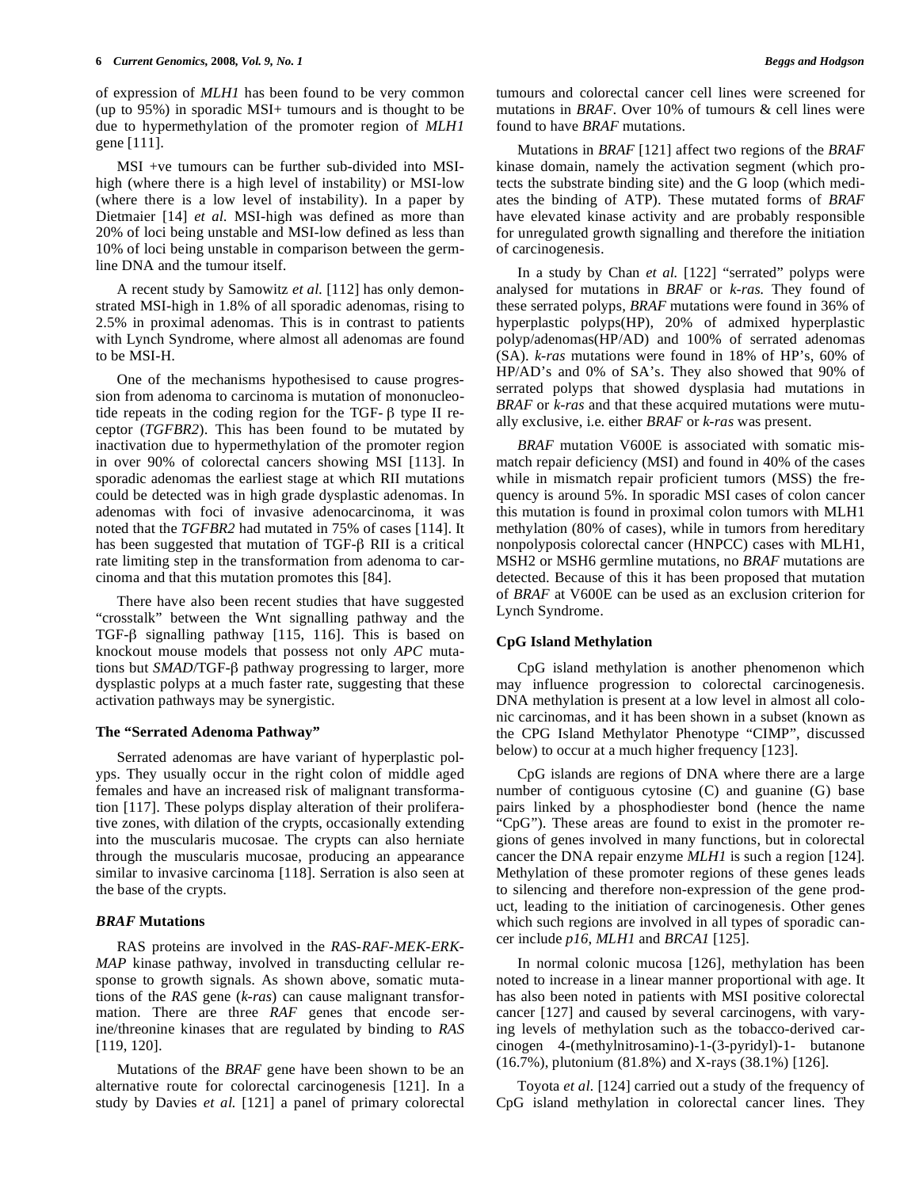of expression of *MLH1* has been found to be very common (up to 95%) in sporadic MSI+ tumours and is thought to be due to hypermethylation of the promoter region of *MLH1* gene [111].

MSI +ve tumours can be further sub-divided into MSI-high (where there is a high level of instability) or MSI-low (where there is a low level of instability). In a paper by Dietmaier [14] *et al.* MSI-high was defined as more than 20% of loci being unstable and MSI-low defined as less than 10% of loci being unstable in comparison between the germ-line DNA and the tumour itself.

A recent study by Samowitz *et al.* [112] has only demonstrated MSI-high in 1.8% of all sporadic adenomas, rising to 2.5% in proximal adenomas. This is in contrast to patients with Lynch Syndrome, where almost all adenomas are found to be MSI-H.

One of the mechanisms hypothesised to cause progression from adenoma to carcinoma is mutation of mononucleotide repeats in the coding region for the TGF- β type II receptor (*TGFBR2*). This has been found to be mutated by inactivation due to hypermethylation of the promoter region in over 90% of colorectal cancers showing MSI [113]. In sporadic adenomas the earliest stage at which RII mutations could be detected was in high grade dysplastic adenomas. In adenomas with foci of invasive adenocarcinoma, it was noted that the *TGFBR2* had mutated in 75% of cases [114]. It has been suggested that mutation of TGF-β RII is a critical rate limiting step in the transformation from adenoma to carcinoma and that this mutation promotes this [84].

There have also been recent studies that have suggested "crosstalk" between the Wnt signalling pathway and the TGF-β signalling pathway [115, 116]. This is based on knockout mouse models that possess not only *APC* mutations but *SMAD*/TGF-β pathway progressing to larger, more dysplastic polyps at a much faster rate, suggesting that these activation pathways may be synergistic.

### The "Serrated Adenoma Pathway"

Serrated adenomas are have variant of hyperplastic polyps. They usually occur in the right colon of middle aged females and have an increased risk of malignant transformation [117]. These polyps display alteration of their proliferative zones, with dilation of the crypts, occasionally extending into the muscularis mucosae. The crypts can also herniate through the muscularis mucosae, producing an appearance similar to invasive carcinoma [118]. Serration is also seen at the base of the crypts.

### *BRAF* Mutations

RAS proteins are involved in the *RAS-RAF-MEK-ERK-MAP* kinase pathway, involved in transducting cellular response to growth signals. As shown above, somatic mutations of the *RAS* gene (*k-ras*) can cause malignant transformation. There are three *RAF* genes that encode serine/threonine kinases that are regulated by binding to *RAS* [119, 120].

Mutations of the *BRAF* gene have been shown to be an alternative route for colorectal carcinogenesis [121]. In a study by Davies *et al.* [121] a panel of primary colorectal tumours and colorectal cancer cell lines were screened for mutations in *BRAF*. Over 10% of tumours & cell lines were found to have *BRAF* mutations.

Mutations in *BRAF* [121] affect two regions of the *BRAF* kinase domain, namely the activation segment (which protects the substrate binding site) and the G loop (which mediates the binding of ATP). These mutated forms of *BRAF* have elevated kinase activity and are probably responsible for unregulated growth signalling and therefore the initiation of carcinogenesis.

In a study by Chan *et al.* [122] "serrated" polyps were analysed for mutations in *BRAF* or *k-ras.* They found of these serrated polyps, *BRAF* mutations were found in 36% of hyperplastic polyps(HP), 20% of admixed hyperplastic polyp/adenomas(HP/AD) and 100% of serrated adenomas (SA). *k-ras* mutations were found in 18% of HP's, 60% of HP/AD's and 0% of SA's. They also showed that 90% of serrated polyps that showed dysplasia had mutations in *BRAF* or *k-ras* and that these acquired mutations were mutually exclusive, i.e. either *BRAF* or *k-ras* was present.

*BRAF* mutation V600E is associated with somatic mismatch repair deficiency (MSI) and found in 40% of the cases while in mismatch repair proficient tumors (MSS) the frequency is around 5%. In sporadic MSI cases of colon cancer this mutation is found in proximal colon tumors with MLH1 methylation (80% of cases), while in tumors from hereditary nonpolyposis colorectal cancer (HNPCC) cases with MLH1, MSH2 or MSH6 germline mutations, no *BRAF* mutations are detected. Because of this it has been proposed that mutation of *BRAF* at V600E can be used as an exclusion criterion for Lynch Syndrome.

### CpG Island Methylation

CpG island methylation is another phenomenon which may influence progression to colorectal carcinogenesis. DNA methylation is present at a low level in almost all colonic carcinomas, and it has been shown in a subset (known as the CPG Island Methylator Phenotype "CIMP", discussed below) to occur at a much higher frequency [123].

CpG islands are regions of DNA where there are a large number of contiguous cytosine (C) and guanine (G) base pairs linked by a phosphodiester bond (hence the name "CpG"). These areas are found to exist in the promoter regions of genes involved in many functions, but in colorectal cancer the DNA repair enzyme *MLH1* is such a region [124]. Methylation of these promoter regions of these genes leads to silencing and therefore non-expression of the gene product, leading to the initiation of carcinogenesis. Other genes which such regions are involved in all types of sporadic cancer include *p16*, *MLH1* and *BRCA1* [125].

In normal colonic mucosa [126], methylation has been noted to increase in a linear manner proportional with age. It has also been noted in patients with MSI positive colorectal cancer [127] and caused by several carcinogens, with varying levels of methylation such as the tobacco-derived carcinogen 4-(methylnitrosamino)-1-(3-pyridyl)-1- butanone (16.7%), plutonium (81.8%) and X-rays (38.1%) [126].

Toyota *et al.* [124] carried out a study of the frequency of CpG island methylation in colorectal cancer lines. They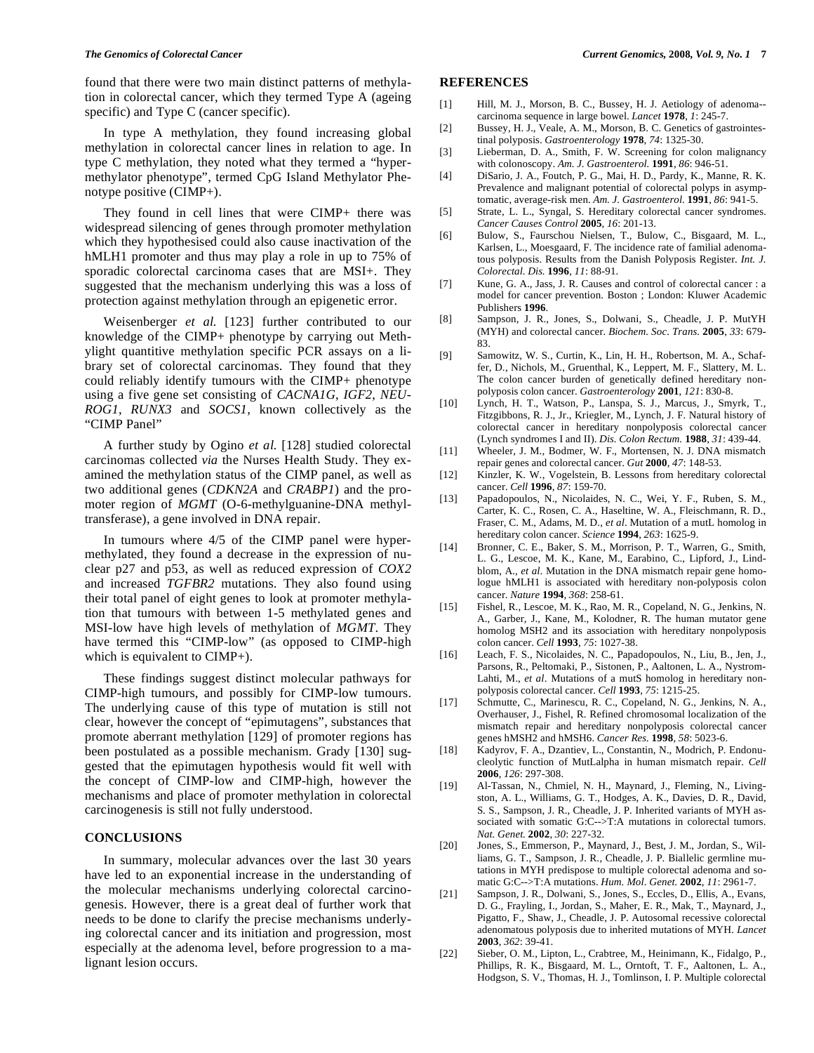found that there were two main distinct patterns of methylation in colorectal cancer, which they termed Type A (ageing specific) and Type C (cancer specific).

In type A methylation, they found increasing global methylation in colorectal cancer lines in relation to age. In type C methylation, they noted what they termed a "hypermethylator phenotype", termed CpG Island Methylator Phenotype positive (CIMP+).

They found in cell lines that were CIMP+ there was widespread silencing of genes through promoter methylation which they hypothesised could also cause inactivation of the hMLH1 promoter and thus may play a role in up to 75% of sporadic colorectal carcinoma cases that are MSI+. They suggested that the mechanism underlying this was a loss of protection against methylation through an epigenetic error.

Weisenberger *et al.* [123] further contributed to our knowledge of the CIMP+ phenotype by carrying out Methylight quantitive methylation specific PCR assays on a library set of colorectal carcinomas. They found that they could reliably identify tumours with the CIMP+ phenotype using a five gene set consisting of *CACNA1G*, *IGF2*, *NEUROG1*, *RUNX3* and *SOCS1*, known collectively as the "CIMP Panel"

A further study by Ogino *et al.* [128] studied colorectal carcinomas collected *via* the Nurses Health Study. They examined the methylation status of the CIMP panel, as well as two additional genes (*CDKN2A* and *CRABP1*) and the promoter region of *MGMT* (O-6-methylguanine-DNA methyltransferase), a gene involved in DNA repair.

In tumours where 4/5 of the CIMP panel were hypermethylated, they found a decrease in the expression of nuclear p27 and p53, as well as reduced expression of *COX2* and increased *TGFBR2* mutations. They also found using their total panel of eight genes to look at promoter methylation that tumours with between 1-5 methylated genes and MSI-low have high levels of methylation of *MGMT*. They have termed this "CIMP-low" (as opposed to CIMP-high which is equivalent to CIMP+).

These findings suggest distinct molecular pathways for CIMP-high tumours, and possibly for CIMP-low tumours. The underlying cause of this type of mutation is still not clear, however the concept of "epimutagens", substances that promote aberrant methylation [129] of promoter regions has been postulated as a possible mechanism. Grady [130] suggested that the epimutagen hypothesis would fit well with the concept of CIMP-low and CIMP-high, however the mechanisms and place of promoter methylation in colorectal carcinogenesis is still not fully understood.

## CONCLUSIONS

In summary, molecular advances over the last 30 years have led to an exponential increase in the understanding of the molecular mechanisms underlying colorectal carcinogenesis. However, there is a great deal of further work that needs to be done to clarify the precise mechanisms underlying colorectal cancer and its initiation and progression, most especially at the adenoma level, before progression to a malignant lesion occurs.

## REFERENCES

[1] Hill, M. J., Morson, B. C., Bussey, H. J. Aetiology of adenoma--carcinoma sequence in large bowel. *Lancet* **1978**, *1*: 245-7.

[2] Bussey, H. J., Veale, A. M., Morson, B. C. Genetics of gastrointestinal polyposis. *Gastroenterology* **1978**, *74*: 1325-30.

[3] Lieberman, D. A., Smith, F. W. Screening for colon malignancy with colonoscopy. *Am. J. Gastroenterol.* **1991**, *86*: 946-51.

[4] DiSario, J. A., Foutch, P. G., Mai, H. D., Pardy, K., Manne, R. K. Prevalence and malignant potential of colorectal polyps in asymptomatic, average-risk men. *Am. J. Gastroenterol.* **1991**, *86*: 941-5.

[5] Strate, L. L., Syngal, S. Hereditary colorectal cancer syndromes. *Cancer Causes Control* **2005**, *16*: 201-13.

[6] Bulow, S., Faurschou Nielsen, T., Bulow, C., Bisgaard, M. L., Karlsen, L., Moesgaard, F. The incidence rate of familial adenomatous polyposis. Results from the Danish Polyposis Register. *Int. J. Colorectal. Dis.* **1996**, *11*: 88-91.

[7] Kune, G. A., Jass, J. R. Causes and control of colorectal cancer : a model for cancer prevention. Boston ; London: Kluwer Academic Publishers **1996**.

[8] Sampson, J. R., Jones, S., Dolwani, S., Cheadle, J. P. MutYH (MYH) and colorectal cancer. *Biochem. Soc. Trans.* **2005**, *33*: 679-83.

[9] Samowitz, W. S., Curtin, K., Lin, H. H., Robertson, M. A., Schaffer, D., Nichols, M., Gruenthal, K., Leppert, M. F., Slattery, M. L. The colon cancer burden of genetically defined hereditary nonpolyposis colon cancer. *Gastroenterology* **2001**, *121*: 830-8.

[10] Lynch, H. T., Watson, P., Lanspa, S. J., Marcus, J., Smyrk, T., Fitzgibbons, R. J., Jr., Kriegler, M., Lynch, J. F. Natural history of colorectal cancer in hereditary nonpolyposis colorectal cancer (Lynch syndromes I and II). *Dis. Colon Rectum.* **1988**, *31*: 439-44.

[11] Wheeler, J. M., Bodmer, W. F., Mortensen, N. J. DNA mismatch repair genes and colorectal cancer. *Gut* **2000**, *47*: 148-53.

[12] Kinzler, K. W., Vogelstein, B. Lessons from hereditary colorectal cancer. *Cell* **1996**, *87*: 159-70.

[13] Papadopoulos, N., Nicolaides, N. C., Wei, Y. F., Ruben, S. M., Carter, K. C., Rosen, C. A., Haseltine, W. A., Fleischmann, R. D., Fraser, C. M., Adams, M. D., *et al*. Mutation of a mutL homolog in hereditary colon cancer. *Science* **1994**, *263*: 1625-9.

[14] Bronner, C. E., Baker, S. M., Morrison, P. T., Warren, G., Smith, L. G., Lescoe, M. K., Kane, M., Earabino, C., Lipford, J., Lindblom, A., *et al*. Mutation in the DNA mismatch repair gene homologue hMLH1 is associated with hereditary non-polyposis colon cancer. *Nature* **1994**, *368*: 258-61.

[15] Fishel, R., Lescoe, M. K., Rao, M. R., Copeland, N. G., Jenkins, N. A., Garber, J., Kane, M., Kolodner, R. The human mutator gene homolog MSH2 and its association with hereditary nonpolyposis colon cancer. *Cell* **1993**, *75*: 1027-38.

[16] Leach, F. S., Nicolaides, N. C., Papadopoulos, N., Liu, B., Jen, J., Parsons, R., Peltomaki, P., Sistonen, P., Aaltonen, L. A., Nystrom-Lahti, M., *et al*. Mutations of a mutS homolog in hereditary nonpolyposis colorectal cancer. *Cell* **1993**, *75*: 1215-25.

[17] Schmutte, C., Marinescu, R. C., Copeland, N. G., Jenkins, N. A., Overhauser, J., Fishel, R. Refined chromosomal localization of the mismatch repair and hereditary nonpolyposis colorectal cancer genes hMSH2 and hMSH6. *Cancer Res.* **1998**, *58*: 5023-6.

[18] Kadyrov, F. A., Dzantiev, L., Constantin, N., Modrich, P. Endonucleolytic function of MutLalpha in human mismatch repair. *Cell* **2006**, *126*: 297-308.

[19] Al-Tassan, N., Chmiel, N. H., Maynard, J., Fleming, N., Livingston, A. L., Williams, G. T., Hodges, A. K., Davies, D. R., David, S. S., Sampson, J. R., Cheadle, J. P. Inherited variants of MYH associated with somatic G:C-->T:A mutations in colorectal tumors. *Nat. Genet.* **2002**, *30*: 227-32.

[20] Jones, S., Emmerson, P., Maynard, J., Best, J. M., Jordan, S., Williams, G. T., Sampson, J. R., Cheadle, J. P. Biallelic germline mutations in MYH predispose to multiple colorectal adenoma and somatic G:C-->T:A mutations. *Hum. Mol. Genet.* **2002**, *11*: 2961-7.

[21] Sampson, J. R., Dolwani, S., Jones, S., Eccles, D., Ellis, A., Evans, D. G., Frayling, I., Jordan, S., Maher, E. R., Mak, T., Maynard, J., Pigatto, F., Shaw, J., Cheadle, J. P. Autosomal recessive colorectal adenomatous polyposis due to inherited mutations of MYH. *Lancet* **2003**, *362*: 39-41.

[22] Sieber, O. M., Lipton, L., Crabtree, M., Heinimann, K., Fidalgo, P., Phillips, R. K., Bisgaard, M. L., Orntoft, T. F., Aaltonen, L. A., Hodgson, S. V., Thomas, H. J., Tomlinson, I. P. Multiple colorectal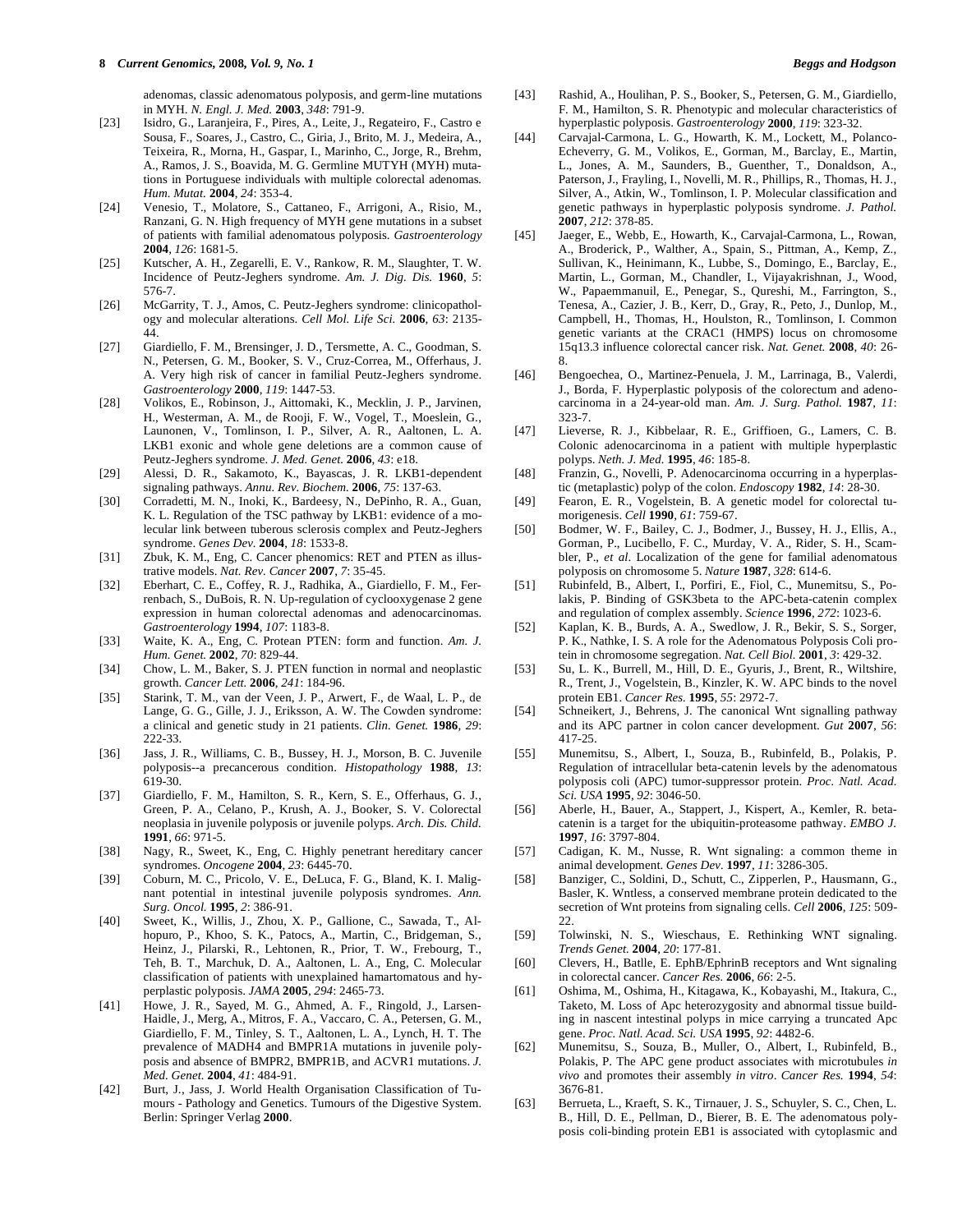adenomas, classic adenomatous polyposis, and germ-line mutations in MYH. *N. Engl. J. Med.* **2003**, *348*: 791-9.

[23] Isidro, G., Laranjeira, F., Pires, A., Leite, J., Regateiro, F., Castro e Sousa, F., Soares, J., Castro, C., Giria, J., Brito, M. J., Medeira, A., Teixeira, R., Morna, H., Gaspar, I., Marinho, C., Jorge, R., Brehm, A., Ramos, J. S., Boavida, M. G. Germline MUTYH (MYH) mutations in Portuguese individuals with multiple colorectal adenomas. *Hum. Mutat.* **2004**, *24*: 353-4.

[24] Venesio, T., Molatore, S., Cattaneo, F., Arrigoni, A., Risio, M., Ranzani, G. N. High frequency of MYH gene mutations in a subset of patients with familial adenomatous polyposis. *Gastroenterology* **2004**, *126*: 1681-5.

[25] Kutscher, A. H., Zegarelli, E. V., Rankow, R. M., Slaughter, T. W. Incidence of Peutz-Jeghers syndrome. *Am. J. Dig. Dis.* **1960**, *5*: 576-7.

[26] McGarrity, T. J., Amos, C. Peutz-Jeghers syndrome: clinicopathology and molecular alterations. *Cell Mol. Life Sci.* **2006**, *63*: 2135-44.

[27] Giardiello, F. M., Brensinger, J. D., Tersmette, A. C., Goodman, S. N., Petersen, G. M., Booker, S. V., Cruz-Correa, M., Offerhaus, J. A. Very high risk of cancer in familial Peutz-Jeghers syndrome. *Gastroenterology* **2000**, *119*: 1447-53.

[28] Volikos, E., Robinson, J., Aittomaki, K., Mecklin, J. P., Jarvinen, H., Westerman, A. M., de Rooji, F. W., Vogel, T., Moeslein, G., Launonen, V., Tomlinson, I. P., Silver, A. R., Aaltonen, L. A. LKB1 exonic and whole gene deletions are a common cause of Peutz-Jeghers syndrome. *J. Med. Genet.* **2006**, *43*: e18.

[29] Alessi, D. R., Sakamoto, K., Bayascas, J. R. LKB1-dependent signaling pathways. *Annu. Rev. Biochem.* **2006**, *75*: 137-63.

[30] Corradetti, M. N., Inoki, K., Bardeesy, N., DePinho, R. A., Guan, K. L. Regulation of the TSC pathway by LKB1: evidence of a molecular link between tuberous sclerosis complex and Peutz-Jeghers syndrome. *Genes Dev.* **2004**, *18*: 1533-8.

[31] Zbuk, K. M., Eng, C. Cancer phenomics: RET and PTEN as illustrative models. *Nat. Rev. Cancer* **2007**, *7*: 35-45.

[32] Eberhart, C. E., Coffey, R. J., Radhika, A., Giardiello, F. M., Ferrenbach, S., DuBois, R. N. Up-regulation of cyclooxygenase 2 gene expression in human colorectal adenomas and adenocarcinomas. *Gastroenterology* **1994**, *107*: 1183-8.

[33] Waite, K. A., Eng, C. Protean PTEN: form and function. *Am. J. Hum. Genet.* **2002**, *70*: 829-44.

[34] Chow, L. M., Baker, S. J. PTEN function in normal and neoplastic growth. *Cancer Lett.* **2006**, *241*: 184-96.

[35] Starink, T. M., van der Veen, J. P., Arwert, F., de Waal, L. P., de Lange, G. G., Gille, J. J., Eriksson, A. W. The Cowden syndrome: a clinical and genetic study in 21 patients. *Clin. Genet.* **1986**, *29*: 222-33.

[36] Jass, J. R., Williams, C. B., Bussey, H. J., Morson, B. C. Juvenile polyposis--a precancerous condition. *Histopathology* **1988**, *13*: 619-30.

[37] Giardiello, F. M., Hamilton, S. R., Kern, S. E., Offerhaus, G. J., Green, P. A., Celano, P., Krush, A. J., Booker, S. V. Colorectal neoplasia in juvenile polyposis or juvenile polyps. *Arch. Dis. Child.* **1991**, *66*: 971-5.

[38] Nagy, R., Sweet, K., Eng, C. Highly penetrant hereditary cancer syndromes. *Oncogene* **2004**, *23*: 6445-70.

[39] Coburn, M. C., Pricolo, V. E., DeLuca, F. G., Bland, K. I. Malignant potential in intestinal juvenile polyposis syndromes. *Ann. Surg. Oncol.* **1995**, *2*: 386-91.

[40] Sweet, K., Willis, J., Zhou, X. P., Gallione, C., Sawada, T., Alhopuro, P., Khoo, S. K., Patocs, A., Martin, C., Bridgeman, S., Heinz, J., Pilarski, R., Lehtonen, R., Prior, T. W., Frebourg, T., Teh, B. T., Marchuk, D. A., Aaltonen, L. A., Eng, C. Molecular classification of patients with unexplained hamartomatous and hyperplastic polyposis. *JAMA* **2005**, *294*: 2465-73.

[41] Howe, J. R., Sayed, M. G., Ahmed, A. F., Ringold, J., Larsen-Haidle, J., Merg, A., Mitros, F. A., Vaccaro, C. A., Petersen, G. M., Giardiello, F. M., Tinley, S. T., Aaltonen, L. A., Lynch, H. T. The prevalence of MADH4 and BMPR1A mutations in juvenile polyposis and absence of BMPR2, BMPR1B, and ACVR1 mutations. *J. Med. Genet.* **2004**, *41*: 484-91.

[42] Burt, J., Jass, J. World Health Organisation Classification of Tumours - Pathology and Genetics. Tumours of the Digestive System. Berlin: Springer Verlag **2000**.

[43] Rashid, A., Houlihan, P. S., Booker, S., Petersen, G. M., Giardiello, F. M., Hamilton, S. R. Phenotypic and molecular characteristics of hyperplastic polyposis. *Gastroenterology* **2000**, *119*: 323-32.

[44] Carvajal-Carmona, L. G., Howarth, K. M., Lockett, M., Polanco-Echeverry, G. M., Volikos, E., Gorman, M., Barclay, E., Martin, L., Jones, A. M., Saunders, B., Guenther, T., Donaldson, A., Paterson, J., Frayling, I., Novelli, M. R., Phillips, R., Thomas, H. J., Silver, A., Atkin, W., Tomlinson, I. P. Molecular classification and genetic pathways in hyperplastic polyposis syndrome. *J. Pathol.* **2007**, *212*: 378-85.

[45] Jaeger, E., Webb, E., Howarth, K., Carvajal-Carmona, L., Rowan, A., Broderick, P., Walther, A., Spain, S., Pittman, A., Kemp, Z., Sullivan, K., Heinimann, K., Lubbe, S., Domingo, E., Barclay, E., Martin, L., Gorman, M., Chandler, I., Vijayakrishnan, J., Wood, W., Papaemmanuil, E., Penegar, S., Qureshi, M., Farrington, S., Tenesa, A., Cazier, J. B., Kerr, D., Gray, R., Peto, J., Dunlop, M., Campbell, H., Thomas, H., Houlston, R., Tomlinson, I. Common genetic variants at the CRAC1 (HMPS) locus on chromosome 15q13.3 influence colorectal cancer risk. *Nat. Genet.* **2008**, *40*: 26-8.

[46] Bengoechea, O., Martinez-Penuela, J. M., Larrinaga, B., Valerdi, J., Borda, F. Hyperplastic polyposis of the colorectum and adenocarcinoma in a 24-year-old man. *Am. J. Surg. Pathol.* **1987**, *11*: 323-7.

[47] Lieverse, R. J., Kibbelaar, R. E., Griffioen, G., Lamers, C. B. Colonic adenocarcinoma in a patient with multiple hyperplastic polyps. *Neth. J. Med.* **1995**, *46*: 185-8.

[48] Franzin, G., Novelli, P. Adenocarcinoma occurring in a hyperplastic (metaplastic) polyp of the colon. *Endoscopy* **1982**, *14*: 28-30.

[49] Fearon, E. R., Vogelstein, B. A genetic model for colorectal tumorigenesis. *Cell* **1990**, *61*: 759-67.

[50] Bodmer, W. F., Bailey, C. J., Bodmer, J., Bussey, H. J., Ellis, A., Gorman, P., Lucibello, F. C., Murday, V. A., Rider, S. H., Scambler, P., *et al*. Localization of the gene for familial adenomatous polyposis on chromosome 5. *Nature* **1987**, *328*: 614-6.

[51] Rubinfeld, B., Albert, I., Porfiri, E., Fiol, C., Munemitsu, S., Polakis, P. Binding of GSK3beta to the APC-beta-catenin complex and regulation of complex assembly. *Science* **1996**, *272*: 1023-6.

[52] Kaplan, K. B., Burds, A. A., Swedlow, J. R., Bekir, S. S., Sorger, P. K., Nathke, I. S. A role for the Adenomatous Polyposis Coli protein in chromosome segregation. *Nat. Cell Biol.* **2001**, *3*: 429-32.

[53] Su, L. K., Burrell, M., Hill, D. E., Gyuris, J., Brent, R., Wiltshire, R., Trent, J., Vogelstein, B., Kinzler, K. W. APC binds to the novel protein EB1. *Cancer Res.* **1995**, *55*: 2972-7.

[54] Schneikert, J., Behrens, J. The canonical Wnt signalling pathway and its APC partner in colon cancer development. *Gut* **2007**, *56*: 417-25.

[55] Munemitsu, S., Albert, I., Souza, B., Rubinfeld, B., Polakis, P. Regulation of intracellular beta-catenin levels by the adenomatous polyposis coli (APC) tumor-suppressor protein. *Proc. Natl. Acad. Sci. USA* **1995**, *92*: 3046-50.

[56] Aberle, H., Bauer, A., Stappert, J., Kispert, A., Kemler, R. beta-catenin is a target for the ubiquitin-proteasome pathway. *EMBO J.* **1997**, *16*: 3797-804.

[57] Cadigan, K. M., Nusse, R. Wnt signaling: a common theme in animal development. *Genes Dev*. **1997**, *11*: 3286-305.

[58] Banziger, C., Soldini, D., Schutt, C., Zipperlen, P., Hausmann, G., Basler, K. Wntless, a conserved membrane protein dedicated to the secretion of Wnt proteins from signaling cells. *Cell* **2006**, *125*: 509-22.

[59] Tolwinski, N. S., Wieschaus, E. Rethinking WNT signaling. *Trends Genet.* **2004**, *20*: 177-81.

[60] Clevers, H., Batlle, E. EphB/EphrinB receptors and Wnt signaling in colorectal cancer. *Cancer Res.* **2006**, *66*: 2-5.

[61] Oshima, M., Oshima, H., Kitagawa, K., Kobayashi, M., Itakura, C., Taketo, M. Loss of Apc heterozygosity and abnormal tissue building in nascent intestinal polyps in mice carrying a truncated Apc gene. *Proc. Natl. Acad. Sci. USA* **1995**, *92*: 4482-6.

[62] Munemitsu, S., Souza, B., Muller, O., Albert, I., Rubinfeld, B., Polakis, P. The APC gene product associates with microtubules *in vivo* and promotes their assembly *in vitro*. *Cancer Res.* **1994**, *54*: 3676-81.

[63] Berrueta, L., Kraeft, S. K., Tirnauer, J. S., Schuyler, S. C., Chen, L. B., Hill, D. E., Pellman, D., Bierer, B. E. The adenomatous polyposis coli-binding protein EB1 is associated with cytoplasmic and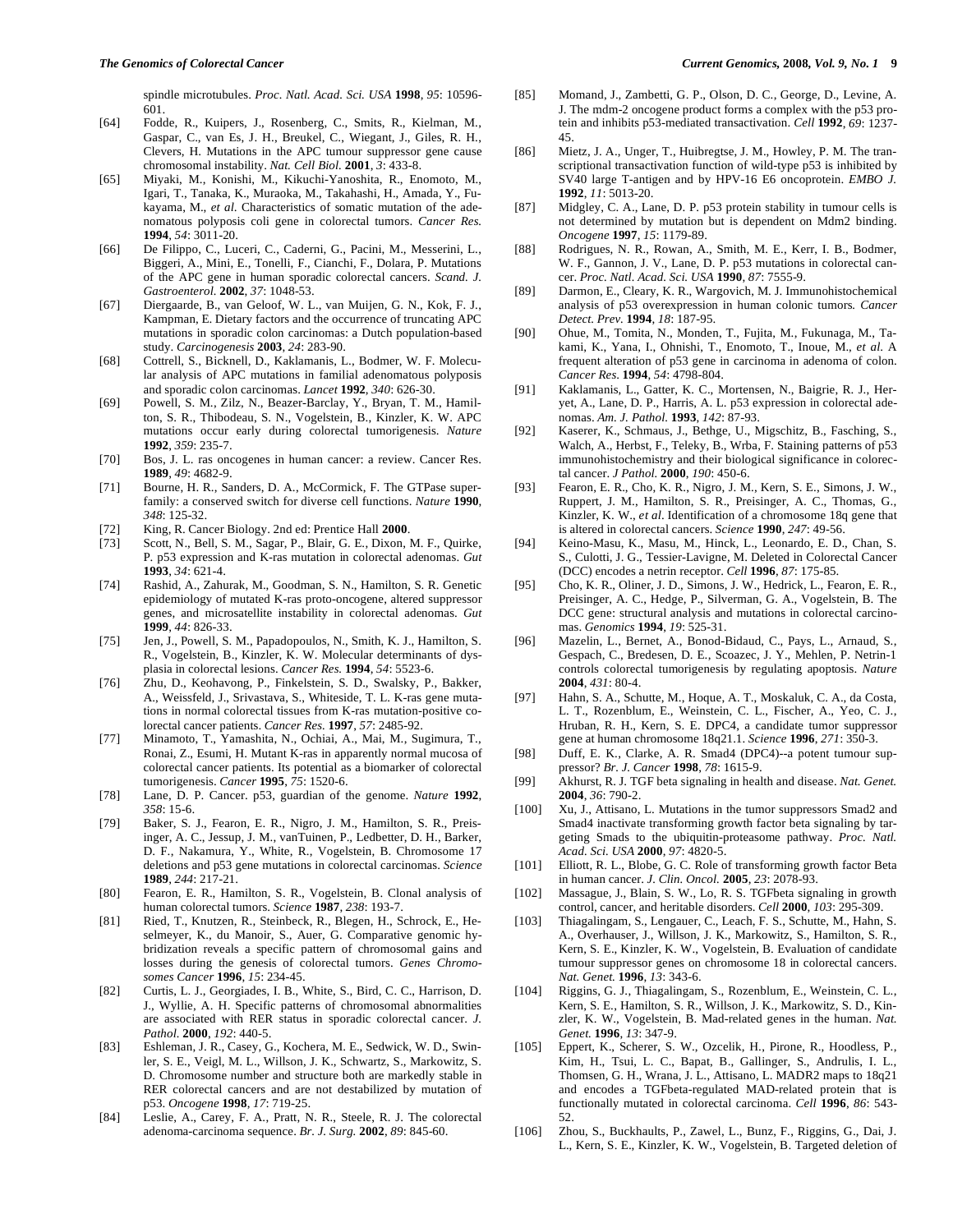spindle microtubules. *Proc. Natl. Acad. Sci. USA* **1998**, *95*: 10596-601.

[64] Fodde, R., Kuipers, J., Rosenberg, C., Smits, R., Kielman, M., Gaspar, C., van Es, J. H., Breukel, C., Wiegant, J., Giles, R. H., Clevers, H. Mutations in the APC tumour suppressor gene cause chromosomal instability. *Nat. Cell Biol.* **2001**, *3*: 433-8.

[65] Miyaki, M., Konishi, M., Kikuchi-Yanoshita, R., Enomoto, M., Igari, T., Tanaka, K., Muraoka, M., Takahashi, H., Amada, Y., Fukayama, M., *et al.* Characteristics of somatic mutation of the adenomatous polyposis coli gene in colorectal tumors. *Cancer Res.* **1994**, *54*: 3011-20.

[66] De Filippo, C., Luceri, C., Caderni, G., Pacini, M., Messerini, L., Biggeri, A., Mini, E., Tonelli, F., Cianchi, F., Dolara, P. Mutations of the APC gene in human sporadic colorectal cancers. *Scand. J. Gastroenterol.* **2002**, *37*: 1048-53.

[67] Diergaarde, B., van Geloof, W. L., van Muijen, G. N., Kok, F. J., Kampman, E. Dietary factors and the occurrence of truncating APC mutations in sporadic colon carcinomas: a Dutch population-based study. *Carcinogenesis* **2003**, *24*: 283-90.

[68] Cottrell, S., Bicknell, D., Kaklamanis, L., Bodmer, W. F. Molecular analysis of APC mutations in familial adenomatous polyposis and sporadic colon carcinomas. *Lancet* **1992**, *340*: 626-30.

[69] Powell, S. M., Zilz, N., Beazer-Barclay, Y., Bryan, T. M., Hamilton, S. R., Thibodeau, S. N., Vogelstein, B., Kinzler, K. W. APC mutations occur early during colorectal tumorigenesis. *Nature* **1992**, *359*: 235-7.

[70] Bos, J. L. ras oncogenes in human cancer: a review. Cancer Res. **1989**, *49*: 4682-9.

[71] Bourne, H. R., Sanders, D. A., McCormick, F. The GTPase superfamily: a conserved switch for diverse cell functions. *Nature* **1990**, *348*: 125-32.

[72] King, R. Cancer Biology. 2nd ed: Prentice Hall **2000**.

[73] Scott, N., Bell, S. M., Sagar, P., Blair, G. E., Dixon, M. F., Quirke, P. p53 expression and K-ras mutation in colorectal adenomas. *Gut* **1993**, *34*: 621-4.

[74] Rashid, A., Zahurak, M., Goodman, S. N., Hamilton, S. R. Genetic epidemiology of mutated K-ras proto-oncogene, altered suppressor genes, and microsatellite instability in colorectal adenomas. *Gut* **1999**, *44*: 826-33.

[75] Jen, J., Powell, S. M., Papadopoulos, N., Smith, K. J., Hamilton, S. R., Vogelstein, B., Kinzler, K. W. Molecular determinants of dysplasia in colorectal lesions. *Cancer Res.* **1994**, *54*: 5523-6.

[76] Zhu, D., Keohavong, P., Finkelstein, S. D., Swalsky, P., Bakker, A., Weissfeld, J., Srivastava, S., Whiteside, T. L. K-ras gene mutations in normal colorectal tissues from K-ras mutation-positive colorectal cancer patients. *Cancer Res.* **1997**, *57*: 2485-92.

[77] Minamoto, T., Yamashita, N., Ochiai, A., Mai, M., Sugimura, T., Ronai, Z., Esumi, H. Mutant K-ras in apparently normal mucosa of colorectal cancer patients. Its potential as a biomarker of colorectal tumorigenesis. *Cancer* **1995**, *75*: 1520-6.

[78] Lane, D. P. Cancer. p53, guardian of the genome. *Nature* **1992**, *358*: 15-6.

[79] Baker, S. J., Fearon, E. R., Nigro, J. M., Hamilton, S. R., Preisinger, A. C., Jessup, J. M., vanTuinen, P., Ledbetter, D. H., Barker, D. F., Nakamura, Y., White, R., Vogelstein, B. Chromosome 17 deletions and p53 gene mutations in colorectal carcinomas. *Science* **1989**, *244*: 217-21.

[80] Fearon, E. R., Hamilton, S. R., Vogelstein, B. Clonal analysis of human colorectal tumors. *Science* **1987**, *238*: 193-7.

[81] Ried, T., Knutzen, R., Steinbeck, R., Blegen, H., Schrock, E., Heselmeyer, K., du Manoir, S., Auer, G. Comparative genomic hybridization reveals a specific pattern of chromosomal gains and losses during the genesis of colorectal tumors. *Genes Chromosomes Cancer* **1996**, *15*: 234-45.

[82] Curtis, L. J., Georgiades, I. B., White, S., Bird, C. C., Harrison, D. J., Wyllie, A. H. Specific patterns of chromosomal abnormalities are associated with RER status in sporadic colorectal cancer. *J. Pathol.* **2000**, *192*: 440-5.

[83] Eshleman, J. R., Casey, G., Kochera, M. E., Sedwick, W. D., Swinler, S. E., Veigl, M. L., Willson, J. K., Schwartz, S., Markowitz, S. D. Chromosome number and structure both are markedly stable in RER colorectal cancers and are not destabilized by mutation of p53. *Oncogene* **1998**, *17*: 719-25.

[84] Leslie, A., Carey, F. A., Pratt, N. R., Steele, R. J. The colorectal adenoma-carcinoma sequence. *Br. J. Surg.* **2002**, *89*: 845-60.

[85] Momand, J., Zambetti, G. P., Olson, D. C., George, D., Levine, A. J. The mdm-2 oncogene product forms a complex with the p53 protein and inhibits p53-mediated transactivation. *Cell* **1992**, *69*: 1237-45.

[86] Mietz, J. A., Unger, T., Huibregtse, J. M., Howley, P. M. The transcriptional transactivation function of wild-type p53 is inhibited by SV40 large T-antigen and by HPV-16 E6 oncoprotein. *EMBO J.* **1992**, *11*: 5013-20.

[87] Midgley, C. A., Lane, D. P. p53 protein stability in tumour cells is not determined by mutation but is dependent on Mdm2 binding. *Oncogene* **1997**, *15*: 1179-89.

[88] Rodrigues, N. R., Rowan, A., Smith, M. E., Kerr, I. B., Bodmer, W. F., Gannon, J. V., Lane, D. P. p53 mutations in colorectal cancer. *Proc. Natl. Acad. Sci. USA* **1990**, *87*: 7555-9.

[89] Darmon, E., Cleary, K. R., Wargovich, M. J. Immunohistochemical analysis of p53 overexpression in human colonic tumors. *Cancer Detect. Prev.* **1994**, *18*: 187-95.

[90] Ohue, M., Tomita, N., Monden, T., Fujita, M., Fukunaga, M., Takami, K., Yana, I., Ohnishi, T., Enomoto, T., Inoue, M., *et al.* A frequent alteration of p53 gene in carcinoma in adenoma of colon. *Cancer Res.* **1994**, *54*: 4798-804.

[91] Kaklamanis, L., Gatter, K. C., Mortensen, N., Baigrie, R. J., Heryet, A., Lane, D. P., Harris, A. L. p53 expression in colorectal adenomas. *Am. J. Pathol.* **1993**, *142*: 87-93.

[92] Kaserer, K., Schmaus, J., Bethge, U., Migschitz, B., Fasching, S., Walch, A., Herbst, F., Teleky, B., Wrba, F. Staining patterns of p53 immunohistochemistry and their biological significance in colorectal cancer. *J Pathol.* **2000**, *190*: 450-6.

[93] Fearon, E. R., Cho, K. R., Nigro, J. M., Kern, S. E., Simons, J. W., Ruppert, J. M., Hamilton, S. R., Preisinger, A. C., Thomas, G., Kinzler, K. W., *et al*. Identification of a chromosome 18q gene that is altered in colorectal cancers. *Science* **1990**, *247*: 49-56.

[94] Keino-Masu, K., Masu, M., Hinck, L., Leonardo, E. D., Chan, S. S., Culotti, J. G., Tessier-Lavigne, M. Deleted in Colorectal Cancer (DCC) encodes a netrin receptor. *Cell* **1996**, *87*: 175-85.

[95] Cho, K. R., Oliner, J. D., Simons, J. W., Hedrick, L., Fearon, E. R., Preisinger, A. C., Hedge, P., Silverman, G. A., Vogelstein, B. The DCC gene: structural analysis and mutations in colorectal carcinomas. *Genomics* **1994**, *19*: 525-31.

[96] Mazelin, L., Bernet, A., Bonod-Bidaud, C., Pays, L., Arnaud, S., Gespach, C., Bredesen, D. E., Scoazec, J. Y., Mehlen, P. Netrin-1 controls colorectal tumorigenesis by regulating apoptosis. *Nature* **2004**, *431*: 80-4.

[97] Hahn, S. A., Schutte, M., Hoque, A. T., Moskaluk, C. A., da Costa, L. T., Rozenblum, E., Weinstein, C. L., Fischer, A., Yeo, C. J., Hruban, R. H., Kern, S. E. DPC4, a candidate tumor suppressor gene at human chromosome 18q21.1. *Science* **1996**, *271*: 350-3.

[98] Duff, E. K., Clarke, A. R. Smad4 (DPC4)--a potent tumour suppressor? *Br. J. Cancer* **1998**, *78*: 1615-9.

[99] Akhurst, R. J. TGF beta signaling in health and disease. *Nat. Genet.* **2004**, *36*: 790-2.

[100] Xu, J., Attisano, L. Mutations in the tumor suppressors Smad2 and Smad4 inactivate transforming growth factor beta signaling by targeting Smads to the ubiquitin-proteasome pathway. *Proc. Natl. Acad. Sci. USA* **2000**, *97*: 4820-5.

[101] Elliott, R. L., Blobe, G. C. Role of transforming growth factor Beta in human cancer. *J. Clin. Oncol.* **2005**, *23*: 2078-93.

[102] Massague, J., Blain, S. W., Lo, R. S. TGFbeta signaling in growth control, cancer, and heritable disorders. *Cell* **2000**, *103*: 295-309.

[103] Thiagalingam, S., Lengauer, C., Leach, F. S., Schutte, M., Hahn, S. A., Overhauser, J., Willson, J. K., Markowitz, S., Hamilton, S. R., Kern, S. E., Kinzler, K. W., Vogelstein, B. Evaluation of candidate tumour suppressor genes on chromosome 18 in colorectal cancers. *Nat. Genet.* **1996**, *13*: 343-6.

[104] Riggins, G. J., Thiagalingam, S., Rozenblum, E., Weinstein, C. L., Kern, S. E., Hamilton, S. R., Willson, J. K., Markowitz, S. D., Kinzler, K. W., Vogelstein, B. Mad-related genes in the human. *Nat. Genet.* **1996**, *13*: 347-9.

[105] Eppert, K., Scherer, S. W., Ozcelik, H., Pirone, R., Hoodless, P., Kim, H., Tsui, L. C., Bapat, B., Gallinger, S., Andrulis, I. L., Thomsen, G. H., Wrana, J. L., Attisano, L. MADR2 maps to 18q21 and encodes a TGFbeta-regulated MAD-related protein that is functionally mutated in colorectal carcinoma. *Cell* **1996**, *86*: 543-52.

[106] Zhou, S., Buckhaults, P., Zawel, L., Bunz, F., Riggins, G., Dai, J. L., Kern, S. E., Kinzler, K. W., Vogelstein, B. Targeted deletion of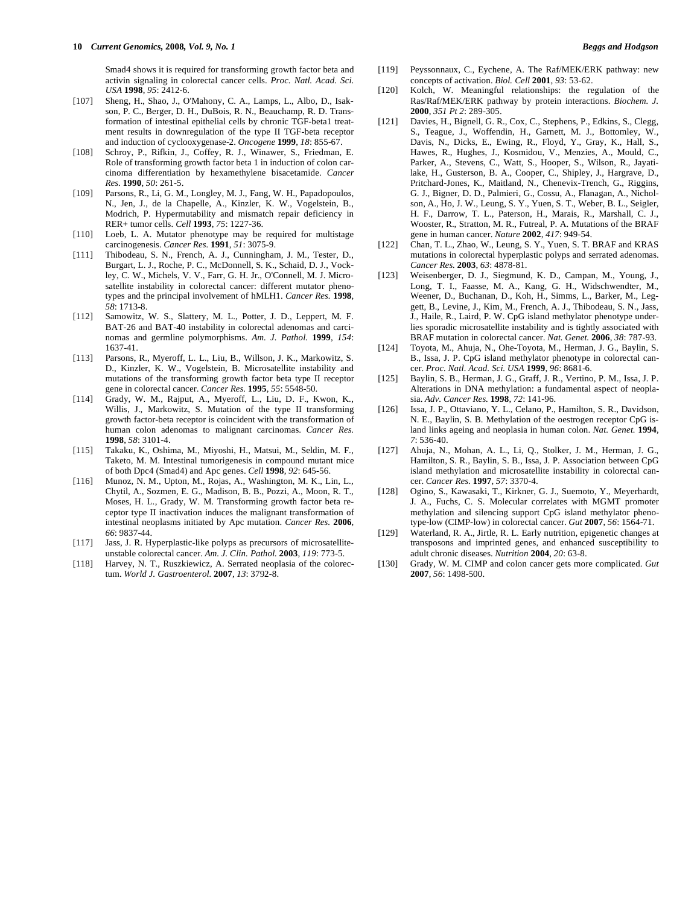Smad4 shows it is required for transforming growth factor beta and activin signaling in colorectal cancer cells. *Proc. Natl. Acad. Sci. USA* **1998**, *95*: 2412-6.

[107] Sheng, H., Shao, J., O'Mahony, C. A., Lamps, L., Albo, D., Isakson, P. C., Berger, D. H., DuBois, R. N., Beauchamp, R. D. Transformation of intestinal epithelial cells by chronic TGF-beta1 treatment results in downregulation of the type II TGF-beta receptor and induction of cyclooxygenase-2. *Oncogene* **1999**, *18*: 855-67.

[108] Schroy, P., Rifkin, J., Coffey, R. J., Winawer, S., Friedman, E. Role of transforming growth factor beta 1 in induction of colon carcinoma differentiation by hexamethylene bisacetamide. *Cancer Res.* **1990**, *50*: 261-5.

[109] Parsons, R., Li, G. M., Longley, M. J., Fang, W. H., Papadopoulos, N., Jen, J., de la Chapelle, A., Kinzler, K. W., Vogelstein, B., Modrich, P. Hypermutability and mismatch repair deficiency in RER+ tumor cells. *Cell* **1993**, *75*: 1227-36.

[110] Loeb, L. A. Mutator phenotype may be required for multistage carcinogenesis. *Cancer Res.* **1991**, *51*: 3075-9.

[111] Thibodeau, S. N., French, A. J., Cunningham, J. M., Tester, D., Burgart, L. J., Roche, P. C., McDonnell, S. K., Schaid, D. J., Vockley, C. W., Michels, V. V., Farr, G. H. Jr., O'Connell, M. J. Microsatellite instability in colorectal cancer: different mutator phenotypes and the principal involvement of hMLH1. *Cancer Res.* **1998**, *58*: 1713-8.

[112] Samowitz, W. S., Slattery, M. L., Potter, J. D., Leppert, M. F. BAT-26 and BAT-40 instability in colorectal adenomas and carcinomas and germline polymorphisms. *Am. J. Pathol.* **1999**, *154*: 1637-41.

[113] Parsons, R., Myeroff, L. L., Liu, B., Willson, J. K., Markowitz, S. D., Kinzler, K. W., Vogelstein, B. Microsatellite instability and mutations of the transforming growth factor beta type II receptor gene in colorectal cancer. *Cancer Res.* **1995**, *55*: 5548-50.

[114] Grady, W. M., Rajput, A., Myeroff, L., Liu, D. F., Kwon, K., Willis, J., Markowitz, S. Mutation of the type II transforming growth factor-beta receptor is coincident with the transformation of human colon adenomas to malignant carcinomas. *Cancer Res.* **1998**, *58*: 3101-4.

[115] Takaku, K., Oshima, M., Miyoshi, H., Matsui, M., Seldin, M. F., Taketo, M. M. Intestinal tumorigenesis in compound mutant mice of both Dpc4 (Smad4) and Apc genes. *Cell* **1998**, *92*: 645-56.

[116] Munoz, N. M., Upton, M., Rojas, A., Washington, M. K., Lin, L., Chytil, A., Sozmen, E. G., Madison, B. B., Pozzi, A., Moon, R. T., Moses, H. L., Grady, W. M. Transforming growth factor beta receptor type II inactivation induces the malignant transformation of intestinal neoplasms initiated by Apc mutation. *Cancer Res.* **2006**, *66*: 9837-44.

[117] Jass, J. R. Hyperplastic-like polyps as precursors of microsatellite-unstable colorectal cancer. *Am. J. Clin. Pathol.* **2003**, *119*: 773-5.

[118] Harvey, N. T., Ruszkiewicz, A. Serrated neoplasia of the colorectum. *World J. Gastroenterol.* **2007**, *13*: 3792-8.

[119] Peyssonnaux, C., Eychene, A. The Raf/MEK/ERK pathway: new concepts of activation. *Biol. Cell* **2001**, *93*: 53-62.

[120] Kolch, W. Meaningful relationships: the regulation of the Ras/Raf/MEK/ERK pathway by protein interactions. *Biochem. J.* **2000**, *351 Pt 2*: 289-305.

[121] Davies, H., Bignell, G. R., Cox, C., Stephens, P., Edkins, S., Clegg, S., Teague, J., Woffendin, H., Garnett, M. J., Bottomley, W., Davis, N., Dicks, E., Ewing, R., Floyd, Y., Gray, K., Hall, S., Hawes, R., Hughes, J., Kosmidou, V., Menzies, A., Mould, C., Parker, A., Stevens, C., Watt, S., Hooper, S., Wilson, R., Jayatilake, H., Gusterson, B. A., Cooper, C., Shipley, J., Hargrave, D., Pritchard-Jones, K., Maitland, N., Chenevix-Trench, G., Riggins, G. J., Bigner, D. D., Palmieri, G., Cossu, A., Flanagan, A., Nicholson, A., Ho, J. W., Leung, S. Y., Yuen, S. T., Weber, B. L., Seigler, H. F., Darrow, T. L., Paterson, H., Marais, R., Marshall, C. J., Wooster, R., Stratton, M. R., Futreal, P. A. Mutations of the BRAF gene in human cancer. *Nature* **2002**, *417*: 949-54.

[122] Chan, T. L., Zhao, W., Leung, S. Y., Yuen, S. T. BRAF and KRAS mutations in colorectal hyperplastic polyps and serrated adenomas. *Cancer Res.* **2003**, *63*: 4878-81.

[123] Weisenberger, D. J., Siegmund, K. D., Campan, M., Young, J., Long, T. I., Faasse, M. A., Kang, G. H., Widschwendter, M., Weener, D., Buchanan, D., Koh, H., Simms, L., Barker, M., Leggett, B., Levine, J., Kim, M., French, A. J., Thibodeau, S. N., Jass, J., Haile, R., Laird, P. W. CpG island methylator phenotype underlies sporadic microsatellite instability and is tightly associated with BRAF mutation in colorectal cancer. *Nat. Genet.* **2006**, *38*: 787-93.

[124] Toyota, M., Ahuja, N., Ohe-Toyota, M., Herman, J. G., Baylin, S. B., Issa, J. P. CpG island methylator phenotype in colorectal cancer. *Proc. Natl. Acad. Sci. USA* **1999**, *96*: 8681-6.

[125] Baylin, S. B., Herman, J. G., Graff, J. R., Vertino, P. M., Issa, J. P. Alterations in DNA methylation: a fundamental aspect of neoplasia. *Adv. Cancer Res.* **1998**, *72*: 141-96.

[126] Issa, J. P., Ottaviano, Y. L., Celano, P., Hamilton, S. R., Davidson, N. E., Baylin, S. B. Methylation of the oestrogen receptor CpG island links ageing and neoplasia in human colon. *Nat. Genet.* **1994**, *7*: 536-40.

[127] Ahuja, N., Mohan, A. L., Li, Q., Stolker, J. M., Herman, J. G., Hamilton, S. R., Baylin, S. B., Issa, J. P. Association between CpG island methylation and microsatellite instability in colorectal cancer. *Cancer Res.* **1997**, *57*: 3370-4.

[128] Ogino, S., Kawasaki, T., Kirkner, G. J., Suemoto, Y., Meyerhardt, J. A., Fuchs, C. S. Molecular correlates with MGMT promoter methylation and silencing support CpG island methylator phenotype-low (CIMP-low) in colorectal cancer. *Gut* **2007**, *56*: 1564-71.

[129] Waterland, R. A., Jirtle, R. L. Early nutrition, epigenetic changes at transposons and imprinted genes, and enhanced susceptibility to adult chronic diseases. *Nutrition* **2004**, *20*: 63-8.

[130] Grady, W. M. CIMP and colon cancer gets more complicated. *Gut* **2007**, *56*: 1498-500.